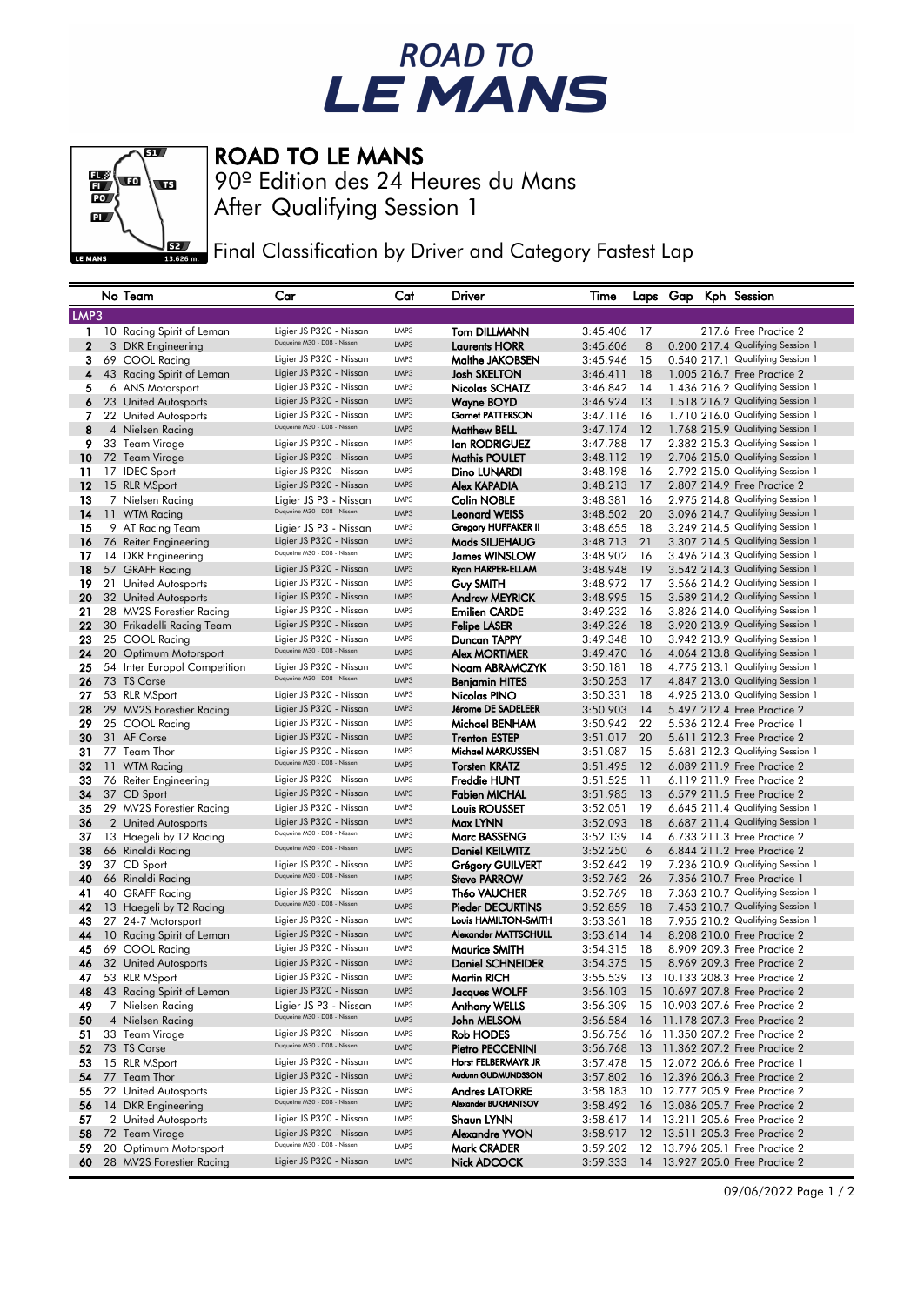# ROAD TO LE MANS

## ROAD TO LE MANS

90º Edition des 24 Heures du Mans

After Qualifying Session 1

Final Classification by Driver and Category Fastest Lap

| | No | Team | Car | Cat | Driver | Time | Laps | Gap | Kph | Session |
|---|---|---|---|---|---|---|---|---|---|---|
| **LMP3** | | | | | | | | | | |
| 1 | 10 | Racing Spirit of Leman | Ligier JS P320 - Nissan | LMP3 | Tom DILLMANN | 3:45.406 | 17 | | 217.6 | Free Practice 2 |
| 2 | 3 | DKR Engineering | Duqueine M30 - D08 - Nissan | LMP3 | Laurents HORR | 3:45.606 | 8 | 0.200 | 217.4 | Qualifying Session 1 |
| 3 | 69 | COOL Racing | Ligier JS P320 - Nissan | LMP3 | Malthe JAKOBSEN | 3:45.946 | 15 | 0.540 | 217.1 | Qualifying Session 1 |
| 4 | 43 | Racing Spirit of Leman | Ligier JS P320 - Nissan | LMP3 | Josh SKELTON | 3:46.411 | 18 | 1.005 | 216.7 | Free Practice 2 |
| 5 | 6 | ANS Motorsport | Ligier JS P320 - Nissan | LMP3 | Nicolas SCHATZ | 3:46.842 | 14 | 1.436 | 216.2 | Qualifying Session 1 |
| 6 | 23 | United Autosports | Ligier JS P320 - Nissan | LMP3 | Wayne BOYD | 3:46.924 | 13 | 1.518 | 216.2 | Qualifying Session 1 |
| 7 | 22 | United Autosports | Ligier JS P320 - Nissan | LMP3 | Garnet PATTERSON | 3:47.116 | 16 | 1.710 | 216.0 | Qualifying Session 1 |
| 8 | 4 | Nielsen Racing | Duqueine M30 - D08 - Nissan | LMP3 | Matthew BELL | 3:47.174 | 12 | 1.768 | 215.9 | Qualifying Session 1 |
| 9 | 33 | Team Virage | Ligier JS P320 - Nissan | LMP3 | Ian RODRIGUEZ | 3:47.788 | 17 | 2.382 | 215.3 | Qualifying Session 1 |
| 10 | 72 | Team Virage | Ligier JS P320 - Nissan | LMP3 | Mathis POULET | 3:48.112 | 19 | 2.706 | 215.0 | Qualifying Session 1 |
| 11 | 17 | IDEC Sport | Ligier JS P320 - Nissan | LMP3 | Dino LUNARDI | 3:48.198 | 16 | 2.792 | 215.0 | Qualifying Session 1 |
| 12 | 15 | RLR MSport | Ligier JS P320 - Nissan | LMP3 | Alex KAPADIA | 3:48.213 | 17 | 2.807 | 214.9 | Free Practice 2 |
| 13 | 7 | Nielsen Racing | Ligier JS P3 - Nissan | LMP3 | Colin NOBLE | 3:48.381 | 16 | 2.975 | 214.8 | Qualifying Session 1 |
| 14 | 11 | WTM Racing | Duqueine M30 - D08 - Nissan | LMP3 | Leonard WEISS | 3:48.502 | 20 | 3.096 | 214.7 | Qualifying Session 1 |
| 15 | 9 | AT Racing Team | Ligier JS P3 - Nissan | LMP3 | Gregory HUFFAKER II | 3:48.655 | 18 | 3.249 | 214.5 | Qualifying Session 1 |
| 16 | 76 | Reiter Engineering | Ligier JS P320 - Nissan | LMP3 | Mads SILJEHAUG | 3:48.713 | 21 | 3.307 | 214.5 | Qualifying Session 1 |
| 17 | 14 | DKR Engineering | Duqueine M30 - D08 - Nissan | LMP3 | James WINSLOW | 3:48.902 | 16 | 3.496 | 214.3 | Qualifying Session 1 |
| 18 | 57 | GRAFF Racing | Ligier JS P320 - Nissan | LMP3 | Ryan HARPER-ELLAM | 3:48.948 | 19 | 3.542 | 214.3 | Qualifying Session 1 |
| 19 | 21 | United Autosports | Ligier JS P320 - Nissan | LMP3 | Guy SMITH | 3:48.972 | 17 | 3.566 | 214.2 | Qualifying Session 1 |
| 20 | 32 | United Autosports | Ligier JS P320 - Nissan | LMP3 | Andrew MEYRICK | 3:48.995 | 15 | 3.589 | 214.2 | Qualifying Session 1 |
| 21 | 28 | MV2S Forestier Racing | Ligier JS P320 - Nissan | LMP3 | Emilien CARDE | 3:49.232 | 16 | 3.826 | 214.0 | Qualifying Session 1 |
| 22 | 30 | Frikadelli Racing Team | Ligier JS P320 - Nissan | LMP3 | Felipe LASER | 3:49.326 | 18 | 3.920 | 213.9 | Qualifying Session 1 |
| 23 | 25 | COOL Racing | Ligier JS P320 - Nissan | LMP3 | Duncan TAPPY | 3:49.348 | 10 | 3.942 | 213.9 | Qualifying Session 1 |
| 24 | 20 | Optimum Motorsport | Duqueine M30 - D08 - Nissan | LMP3 | Alex MORTIMER | 3:49.470 | 16 | 4.064 | 213.8 | Qualifying Session 1 |
| 25 | 54 | Inter Europol Competition | Ligier JS P320 - Nissan | LMP3 | Noam ABRAMCZYK | 3:50.181 | 18 | 4.775 | 213.1 | Qualifying Session 1 |
| 26 | 73 | TS Corse | Duqueine M30 - D08 - Nissan | LMP3 | Benjamin HITES | 3:50.253 | 17 | 4.847 | 213.0 | Qualifying Session 1 |
| 27 | 53 | RLR MSport | Ligier JS P320 - Nissan | LMP3 | Nicolas PINO | 3:50.331 | 18 | 4.925 | 213.0 | Qualifying Session 1 |
| 28 | 29 | MV2S Forestier Racing | Ligier JS P320 - Nissan | LMP3 | Jérome DE SADELEER | 3:50.903 | 14 | 5.497 | 212.4 | Free Practice 2 |
| 29 | 25 | COOL Racing | Ligier JS P320 - Nissan | LMP3 | Michael BENHAM | 3:50.942 | 22 | 5.536 | 212.4 | Free Practice 1 |
| 30 | 31 | AF Corse | Ligier JS P320 - Nissan | LMP3 | Trenton ESTEP | 3:51.017 | 20 | 5.611 | 212.3 | Free Practice 2 |
| 31 | 77 | Team Thor | Ligier JS P320 - Nissan | LMP3 | Michael MARKUSSEN | 3:51.087 | 15 | 5.681 | 212.3 | Qualifying Session 1 |
| 32 | 11 | WTM Racing | Duqueine M30 - D08 - Nissan | LMP3 | Torsten KRATZ | 3:51.495 | 12 | 6.089 | 211.9 | Free Practice 2 |
| 33 | 76 | Reiter Engineering | Ligier JS P320 - Nissan | LMP3 | Freddie HUNT | 3:51.525 | 11 | 6.119 | 211.9 | Free Practice 2 |
| 34 | 37 | CD Sport | Ligier JS P320 - Nissan | LMP3 | Fabien MICHAL | 3:51.985 | 13 | 6.579 | 211.5 | Free Practice 2 |
| 35 | 29 | MV2S Forestier Racing | Ligier JS P320 - Nissan | LMP3 | Louis ROUSSET | 3:52.051 | 19 | 6.645 | 211.4 | Qualifying Session 1 |
| 36 | 2 | United Autosports | Ligier JS P320 - Nissan | LMP3 | Max LYNN | 3:52.093 | 18 | 6.687 | 211.4 | Qualifying Session 1 |
| 37 | 13 | Haegeli by T2 Racing | Duqueine M30 - D08 - Nissan | LMP3 | Marc BASSENG | 3:52.139 | 14 | 6.733 | 211.3 | Free Practice 2 |
| 38 | 66 | Rinaldi Racing | Duqueine M30 - D08 - Nissan | LMP3 | Daniel KEILWITZ | 3:52.250 | 6 | 6.844 | 211.2 | Free Practice 2 |
| 39 | 37 | CD Sport | Ligier JS P320 - Nissan | LMP3 | Grégory GUILVERT | 3:52.642 | 19 | 7.236 | 210.9 | Qualifying Session 1 |
| 40 | 66 | Rinaldi Racing | Duqueine M30 - D08 - Nissan | LMP3 | Steve PARROW | 3:52.762 | 26 | 7.356 | 210.7 | Free Practice 1 |
| 41 | 40 | GRAFF Racing | Ligier JS P320 - Nissan | LMP3 | Théo VAUCHER | 3:52.769 | 18 | 7.363 | 210.7 | Qualifying Session 1 |
| 42 | 13 | Haegeli by T2 Racing | Duqueine M30 - D08 - Nissan | LMP3 | Pieder DECURTINS | 3:52.859 | 18 | 7.453 | 210.7 | Qualifying Session 1 |
| 43 | 27 | 24-7 Motorsport | Ligier JS P320 - Nissan | LMP3 | Louis HAMILTON-SMITH | 3:53.361 | 18 | 7.955 | 210.2 | Qualifying Session 1 |
| 44 | 10 | Racing Spirit of Leman | Ligier JS P320 - Nissan | LMP3 | Alexander MATTSCHULL | 3:53.614 | 14 | 8.208 | 210.0 | Free Practice 2 |
| 45 | 69 | COOL Racing | Ligier JS P320 - Nissan | LMP3 | Maurice SMITH | 3:54.315 | 18 | 8.909 | 209.3 | Free Practice 2 |
| 46 | 32 | United Autosports | Ligier JS P320 - Nissan | LMP3 | Daniel SCHNEIDER | 3:54.375 | 15 | 8.969 | 209.3 | Free Practice 2 |
| 47 | 53 | RLR MSport | Ligier JS P320 - Nissan | LMP3 | Martin RICH | 3:55.539 | 13 | 10.133 | 208.3 | Free Practice 2 |
| 48 | 43 | Racing Spirit of Leman | Ligier JS P320 - Nissan | LMP3 | Jacques WOLFF | 3:56.103 | 15 | 10.697 | 207.8 | Free Practice 2 |
| 49 | 7 | Nielsen Racing | Ligier JS P3 - Nissan | LMP3 | Anthony WELLS | 3:56.309 | 15 | 10.903 | 207.6 | Free Practice 2 |
| 50 | 4 | Nielsen Racing | Duqueine M30 - D08 - Nissan | LMP3 | John MELSOM | 3:56.584 | 16 | 11.178 | 207.3 | Free Practice 2 |
| 51 | 33 | Team Virage | Ligier JS P320 - Nissan | LMP3 | Rob HODES | 3:56.756 | 16 | 11.350 | 207.2 | Free Practice 2 |
| 52 | 73 | TS Corse | Duqueine M30 - D08 - Nissan | LMP3 | Pietro PECCENINI | 3:56.768 | 13 | 11.362 | 207.2 | Free Practice 2 |
| 53 | 15 | RLR MSport | Ligier JS P320 - Nissan | LMP3 | Horst FELBERMAYR JR | 3:57.478 | 15 | 12.072 | 206.6 | Free Practice 1 |
| 54 | 77 | Team Thor | Ligier JS P320 - Nissan | LMP3 | Audunn GUDMUNDSSON | 3:57.802 | 16 | 12.396 | 206.3 | Free Practice 2 |
| 55 | 22 | United Autosports | Ligier JS P320 - Nissan | LMP3 | Andres LATORRE | 3:58.183 | 10 | 12.777 | 205.9 | Free Practice 2 |
| 56 | 14 | DKR Engineering | Duqueine M30 - D08 - Nissan | LMP3 | Alexander BUKHANTSOV | 3:58.492 | 16 | 13.086 | 205.7 | Free Practice 2 |
| 57 | 2 | United Autosports | Ligier JS P320 - Nissan | LMP3 | Shaun LYNN | 3:58.617 | 14 | 13.211 | 205.6 | Free Practice 2 |
| 58 | 72 | Team Virage | Ligier JS P320 - Nissan | LMP3 | Alexandre YVON | 3:58.917 | 12 | 13.511 | 205.3 | Free Practice 2 |
| 59 | 20 | Optimum Motorsport | Duqueine M30 - D08 - Nissan | LMP3 | Mark CRADER | 3:59.202 | 12 | 13.796 | 205.1 | Free Practice 2 |
| 60 | 28 | MV2S Forestier Racing | Ligier JS P320 - Nissan | LMP3 | Nick ADCOCK | 3:59.333 | 14 | 13.927 | 205.0 | Free Practice 2 |

09/06/2022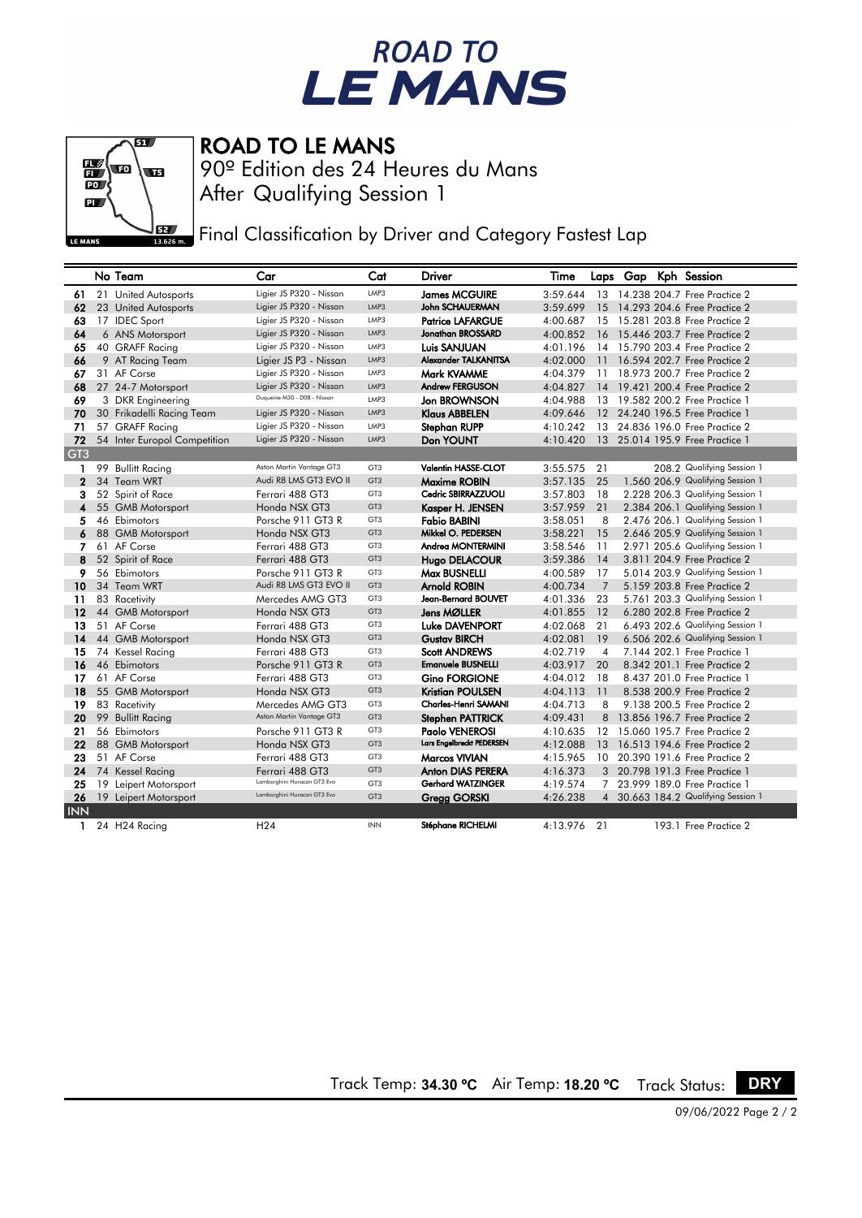# ROAD TO LE MANS

90º Edition des 24 Heures du Mans

After Qualifying Session 1

Final Classification by Driver and Category Fastest Lap

| | No | Team | Car | Cat | Driver | Time | Laps | Gap | Kph | Session |
|---|---|---|---|---|---|---|---|---|---|---|
| 61 | 21 | United Autosports | Ligier JS P320 - Nissan | LMP3 | James MCGUIRE | 3:59.644 | 13 | 14.238 | 204.7 | Free Practice 2 |
| 62 | 23 | United Autosports | Ligier JS P320 - Nissan | LMP3 | John SCHAUERMAN | 3:59.699 | 15 | 14.293 | 204.6 | Free Practice 2 |
| 63 | 17 | IDEC Sport | Ligier JS P320 - Nissan | LMP3 | Patrice LAFARGUE | 4:00.687 | 15 | 15.281 | 203.8 | Free Practice 2 |
| 64 | 6 | ANS Motorsport | Ligier JS P320 - Nissan | LMP3 | Jonathan BROSSARD | 4:00.852 | 16 | 15.446 | 203.7 | Free Practice 2 |
| 65 | 40 | GRAFF Racing | Ligier JS P320 - Nissan | LMP3 | Luis SANJUAN | 4:01.196 | 14 | 15.790 | 203.4 | Free Practice 2 |
| 66 | 9 | AT Racing Team | Ligier JS P3 - Nissan | LMP3 | Alexander TALKANITSA | 4:02.000 | 11 | 16.594 | 202.7 | Free Practice 2 |
| 67 | 31 | AF Corse | Ligier JS P320 - Nissan | LMP3 | Mark KVAMME | 4:04.379 | 11 | 18.973 | 200.7 | Free Practice 2 |
| 68 | 27 | 24-7 Motorsport | Ligier JS P320 - Nissan | LMP3 | Andrew FERGUSON | 4:04.827 | 14 | 19.421 | 200.4 | Free Practice 2 |
| 69 | 3 | DKR Engineering | Duqueine M30 - D08 - Nissan | LMP3 | Jon BROWNSON | 4:04.988 | 13 | 19.582 | 200.2 | Free Practice 1 |
| 70 | 30 | Frikadelli Racing Team | Ligier JS P320 - Nissan | LMP3 | Klaus ABBELEN | 4:09.646 | 12 | 24.240 | 196.5 | Free Practice 1 |
| 71 | 57 | GRAFF Racing | Ligier JS P320 - Nissan | LMP3 | Stephan RUPP | 4:10.242 | 13 | 24.836 | 196.0 | Free Practice 2 |
| 72 | 54 | Inter Europol Competition | Ligier JS P320 - Nissan | LMP3 | Don YOUNT | 4:10.420 | 13 | 25.014 | 195.9 | Free Practice 1 |
| **GT3** | | | | | | | | | | |
| 1 | 99 | Bullitt Racing | Aston Martin Vantage GT3 | GT3 | Valentin HASSE-CLOT | 3:55.575 | 21 | | 208.2 | Qualifying Session 1 |
| 2 | 34 | Team WRT | Audi R8 LMS GT3 EVO II | GT3 | Maxime ROBIN | 3:57.135 | 25 | 1.560 | 206.9 | Qualifying Session 1 |
| 3 | 52 | Spirit of Race | Ferrari 488 GT3 | GT3 | Cedric SBIRRAZZUOLI | 3:57.803 | 18 | 2.228 | 206.3 | Qualifying Session 1 |
| 4 | 55 | GMB Motorsport | Honda NSX GT3 | GT3 | Kasper H. JENSEN | 3:57.959 | 21 | 2.384 | 206.1 | Qualifying Session 1 |
| 5 | 46 | Ebimotors | Porsche 911 GT3 R | GT3 | Fabio BABINI | 3:58.051 | 8 | 2.476 | 206.1 | Qualifying Session 1 |
| 6 | 88 | GMB Motorsport | Honda NSX GT3 | GT3 | Mikkel O. PEDERSEN | 3:58.221 | 15 | 2.646 | 205.9 | Qualifying Session 1 |
| 7 | 61 | AF Corse | Ferrari 488 GT3 | GT3 | Andrea MONTERMINI | 3:58.546 | 11 | 2.971 | 205.6 | Qualifying Session 1 |
| 8 | 52 | Spirit of Race | Ferrari 488 GT3 | GT3 | Hugo DELACOUR | 3:59.386 | 14 | 3.811 | 204.9 | Free Practice 2 |
| 9 | 56 | Ebimotors | Porsche 911 GT3 R | GT3 | Max BUSNELLI | 4:00.589 | 17 | 5.014 | 203.9 | Qualifying Session 1 |
| 10 | 34 | Team WRT | Audi R8 LMS GT3 EVO II | GT3 | Arnold ROBIN | 4:00.734 | 7 | 5.159 | 203.8 | Free Practice 2 |
| 11 | 83 | Racetivity | Mercedes AMG GT3 | GT3 | Jean-Bernard BOUVET | 4:01.336 | 23 | 5.761 | 203.3 | Qualifying Session 1 |
| 12 | 44 | GMB Motorsport | Honda NSX GT3 | GT3 | Jens MØLLER | 4:01.855 | 12 | 6.280 | 202.8 | Free Practice 2 |
| 13 | 51 | AF Corse | Ferrari 488 GT3 | GT3 | Luke DAVENPORT | 4:02.068 | 21 | 6.493 | 202.6 | Qualifying Session 1 |
| 14 | 44 | GMB Motorsport | Honda NSX GT3 | GT3 | Gustav BIRCH | 4:02.081 | 19 | 6.506 | 202.6 | Qualifying Session 1 |
| 15 | 74 | Kessel Racing | Ferrari 488 GT3 | GT3 | Scott ANDREWS | 4:02.719 | 4 | 7.144 | 202.1 | Free Practice 1 |
| 16 | 46 | Ebimotors | Porsche 911 GT3 R | GT3 | Emanuele BUSNELLI | 4:03.917 | 20 | 8.342 | 201.1 | Free Practice 2 |
| 17 | 61 | AF Corse | Ferrari 488 GT3 | GT3 | Gino FORGIONE | 4:04.012 | 18 | 8.437 | 201.0 | Free Practice 1 |
| 18 | 55 | GMB Motorsport | Honda NSX GT3 | GT3 | Kristian POULSEN | 4:04.113 | 11 | 8.538 | 200.9 | Free Practice 2 |
| 19 | 83 | Racetivity | Mercedes AMG GT3 | GT3 | Charles-Henri SAMANI | 4:04.713 | 8 | 9.138 | 200.5 | Free Practice 2 |
| 20 | 99 | Bullitt Racing | Aston Martin Vantage GT3 | GT3 | Stephen PATTRICK | 4:09.431 | 8 | 13.856 | 196.7 | Free Practice 2 |
| 21 | 56 | Ebimotors | Porsche 911 GT3 R | GT3 | Paolo VENEROSI | 4:10.635 | 12 | 15.060 | 195.7 | Free Practice 2 |
| 22 | 88 | GMB Motorsport | Honda NSX GT3 | GT3 | Lars Engelbrecht PEDERSEN | 4:12.088 | 13 | 16.513 | 194.6 | Free Practice 2 |
| 23 | 51 | AF Corse | Ferrari 488 GT3 | GT3 | Marcos VIVIAN | 4:15.965 | 10 | 20.390 | 191.6 | Free Practice 2 |
| 24 | 74 | Kessel Racing | Ferrari 488 GT3 | GT3 | Anton DIAS PERERA | 4:16.373 | 3 | 20.798 | 191.3 | Free Practice 1 |
| 25 | 19 | Leipert Motorsport | Lamborghini Huracan GT3 Evo | GT3 | Gerhard WATZINGER | 4:19.574 | 7 | 23.999 | 189.0 | Free Practice 1 |
| 26 | 19 | Leipert Motorsport | Lamborghini Huracan GT3 Evo | GT3 | Gregg GORSKI | 4:26.238 | 4 | 30.663 | 184.2 | Qualifying Session 1 |
| **INN** | | | | | | | | | | |
| 1 | 24 | H24 Racing | H24 | INN | Stéphane RICHELMI | 4:13.976 | 21 | | 193.1 | Free Practice 2 |

Track Temp: **34.30 ºC** Air Temp: **18.20 ºC** Track Status: **DRY**

09/06/2022